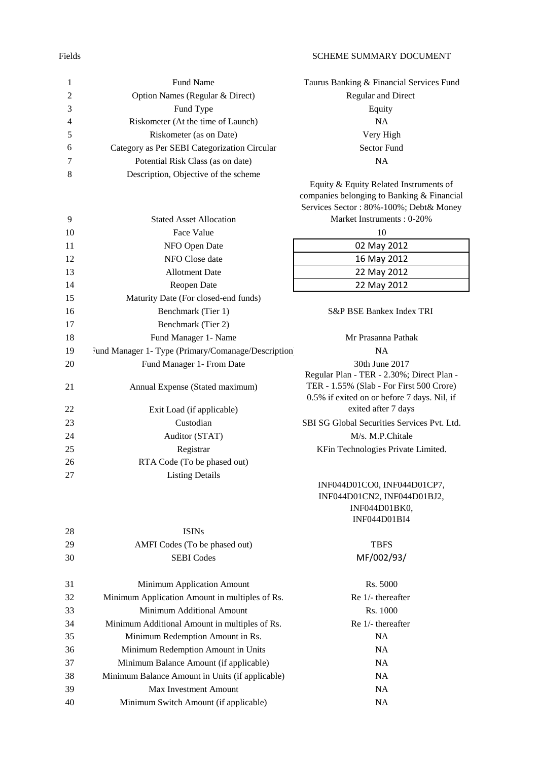| Fields | | SCHEME SUMMARY DOCUMENT |
|---|---|---|
| 1 | Fund Name | Taurus Banking & Financial Services Fund |
| 2 | Option Names (Regular & Direct) | Regular and Direct |
| 3 | Fund Type | Equity |
| 4 | Riskometer (At the time of Launch) | NA |
| 5 | Riskometer (as on Date) | Very High |
| 6 | Category as Per SEBI Categorization Circular | Sector Fund |
| 7 | Potential Risk Class (as on date) | NA |
| 8 | Description, Objective of the scheme | |
| 9 | Stated Asset Allocation | Equity & Equity Related Instruments of companies belonging to Banking & Financial Services Sector : 80%-100%; Debt& Money Market Instruments : 0-20% |
| 10 | Face Value | 10 |
| 11 | NFO Open Date | 02 May 2012 |
| 12 | NFO Close date | 16 May 2012 |
| 13 | Allotment Date | 22 May 2012 |
| 14 | Reopen Date | 22 May 2012 |
| 15 | Maturity Date (For closed-end funds) | |
| 16 | Benchmark (Tier 1) | S&P BSE Bankex Index TRI |
| 17 | Benchmark (Tier 2) | |
| 18 | Fund Manager 1- Name | Mr Prasanna Pathak |
| 19 | Fund Manager 1- Type (Primary/Comanage/Description) | NA |
| 20 | Fund Manager 1- From Date | 30th June 2017 |
| 21 | Annual Expense (Stated maximum) | Regular Plan - TER - 2.30%; Direct Plan - TER - 1.55% (Slab - For First 500 Crore) |
| 22 | Exit Load (if applicable) | 0.5% if exited on or before 7 days. Nil, if exited after 7 days |
| 23 | Custodian | SBI SG Global Securities Services Pvt. Ltd. |
| 24 | Auditor (STAT) | M/s. M.P.Chitale |
| 25 | Registrar | KFin Technologies Private Limited. |
| 26 | RTA Code (To be phased out) | |
| 27 | Listing Details | |
| 28 | ISINs | INF044D01CO0, INF044D01CP7, INF044D01CN2, INF044D01BJ2, INF044D01BK0, INF044D01BI4 |
| 29 | AMFI Codes (To be phased out) | TBFS |
| 30 | SEBI Codes | MF/002/93/ |
| 31 | Minimum Application Amount | Rs. 5000 |
| 32 | Minimum Application Amount in multiples of Rs. | Re 1/- thereafter |
| 33 | Minimum Additional Amount | Rs. 1000 |
| 34 | Minimum Additional Amount in multiples of Rs. | Re 1/- thereafter |
| 35 | Minimum Redemption Amount in Rs. | NA |
| 36 | Minimum Redemption Amount in Units | NA |
| 37 | Minimum Balance Amount (if applicable) | NA |
| 38 | Minimum Balance Amount in Units (if applicable) | NA |
| 39 | Max Investment Amount | NA |
| 40 | Minimum Switch Amount (if applicable) | NA |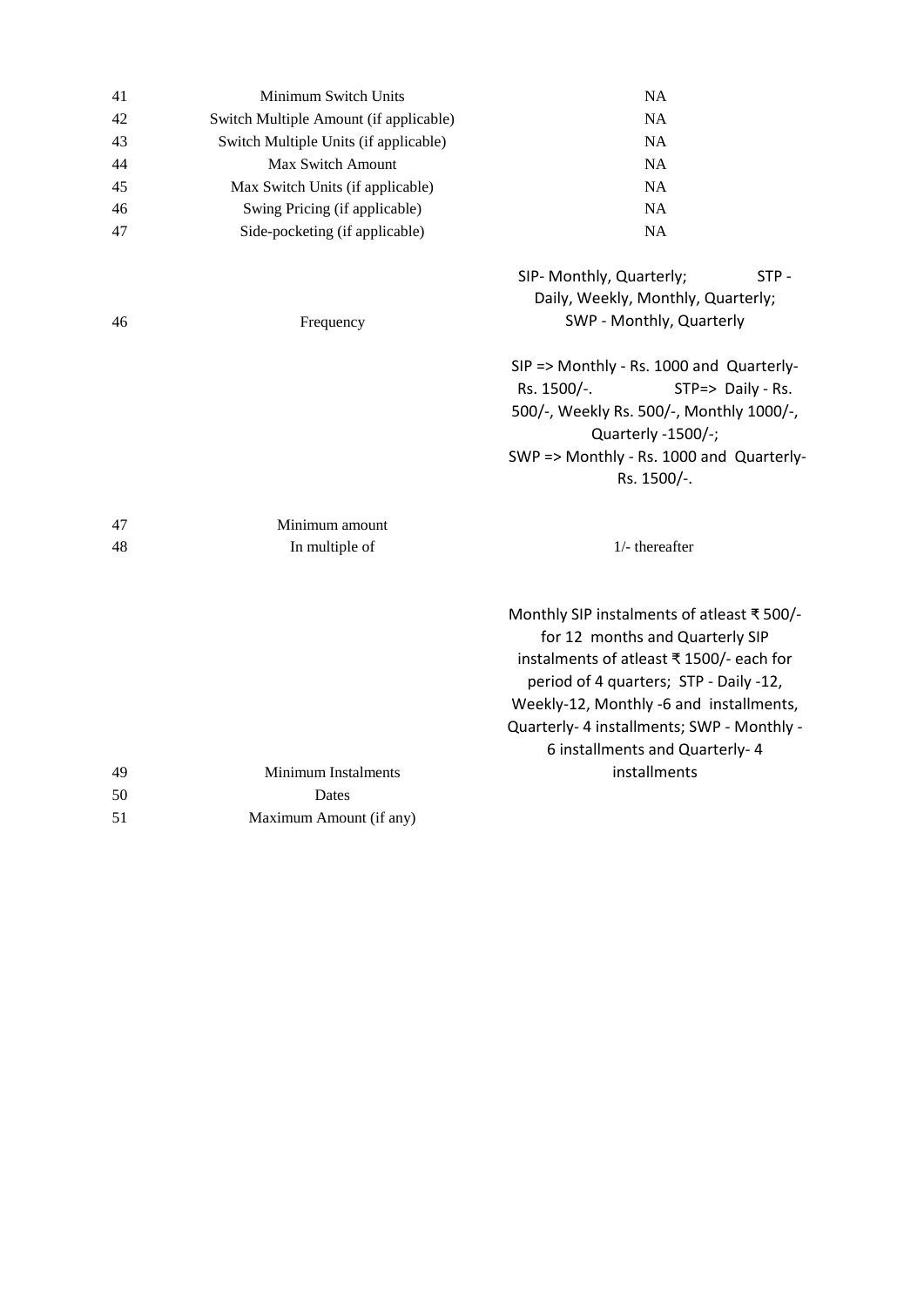| | | |
|---|---|---|
| 41 | Minimum Switch Units | NA |
| 42 | Switch Multiple Amount (if applicable) | NA |
| 43 | Switch Multiple Units (if applicable) | NA |
| 44 | Max Switch Amount | NA |
| 45 | Max Switch Units (if applicable) | NA |
| 46 | Swing Pricing (if applicable) | NA |
| 47 | Side-pocketing (if applicable) | NA |
| 46 | Frequency | SIP- Monthly, Quarterly; STP - Daily, Weekly, Monthly, Quarterly; SWP - Monthly, Quarterly |
| 47 | Minimum amount | SIP => Monthly - Rs. 1000 and Quarterly- Rs. 1500/-. STP=> Daily - Rs. 500/-, Weekly Rs. 500/-, Monthly 1000/-, Quarterly -1500/-; SWP => Monthly - Rs. 1000 and Quarterly- Rs. 1500/-. |
| 48 | In multiple of | 1/- thereafter |
| 49 | Minimum Instalments | Monthly SIP instalments of atleast ₹ 500/- for 12 months and Quarterly SIP instalments of atleast ₹ 1500/- each for period of 4 quarters; STP - Daily -12, Weekly-12, Monthly -6 and installments, Quarterly- 4 installments; SWP - Monthly - 6 installments and Quarterly- 4 installments |
| 50 | Dates | |
| 51 | Maximum Amount (if any) | |